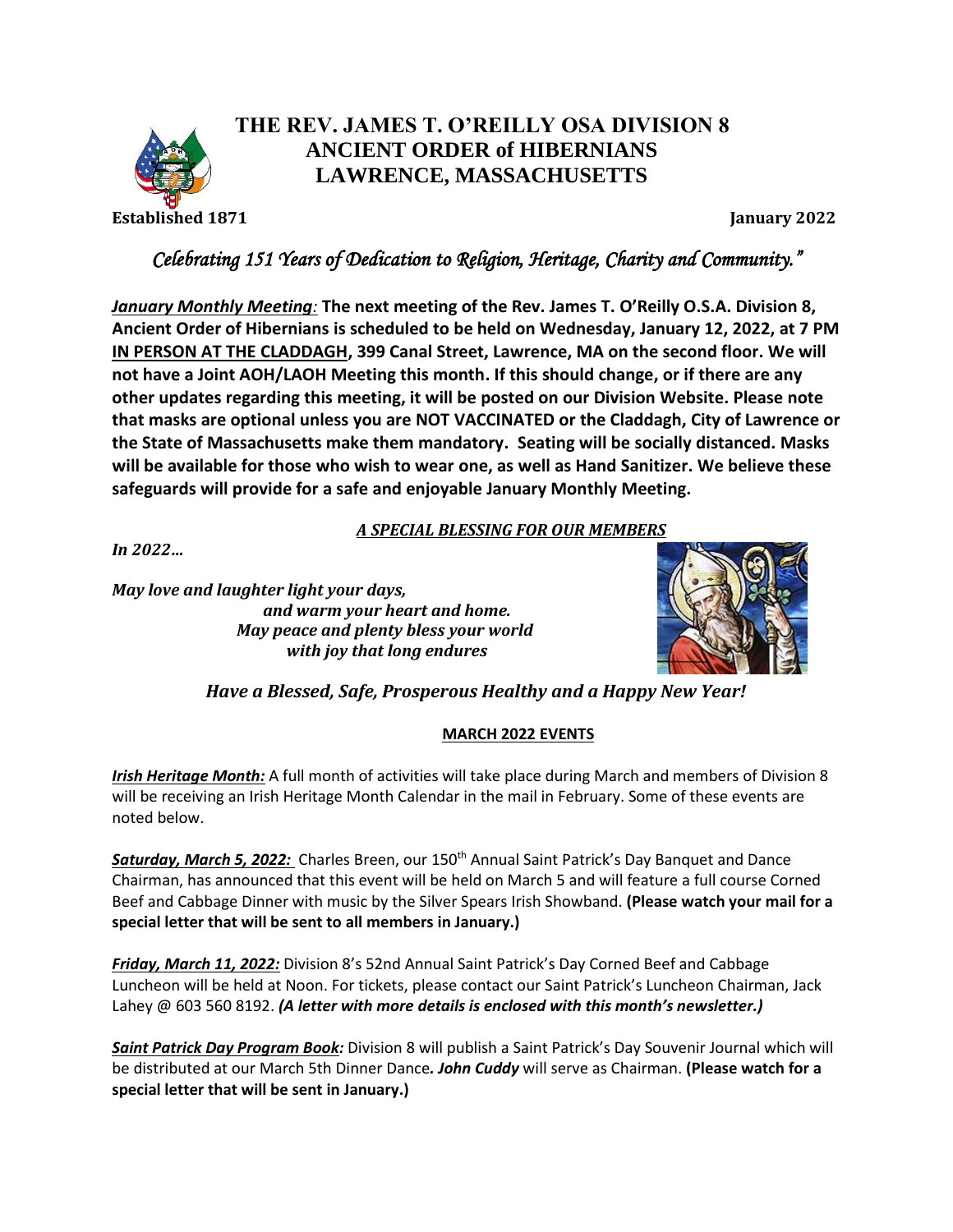# THE REV. JAMES T. O'REILLY OSA DIVISION 8
# ANCIENT ORDER of HIBERNIANS
# LAWRENCE, MASSACHUSETTS

**Established 1871** **January 2022**

*Celebrating 151 Years of Dedication to Religion, Heritage, Charity and Community."*

***January Monthly Meeting*:** **The next meeting of the Rev. James T. O'Reilly O.S.A. Division 8, Ancient Order of Hibernians is scheduled to be held on Wednesday, January 12, 2022, at 7 PM IN PERSON AT THE CLADDAGH, 399 Canal Street, Lawrence, MA on the second floor. We will not have a Joint AOH/LAOH Meeting this month. If this should change, or if there are any other updates regarding this meeting, it will be posted on our Division Website. Please note that masks are optional unless you are NOT VACCINATED or the Claddagh, City of Lawrence or the State of Massachusetts make them mandatory. Seating will be socially distanced. Masks will be available for those who wish to wear one, as well as Hand Sanitizer. We believe these safeguards will provide for a safe and enjoyable January Monthly Meeting.**

***A SPECIAL BLESSING FOR OUR MEMBERS***

***In 2022…***

***May love and laughter light your days,***
***and warm your heart and home.***
***May peace and plenty bless your world***
***with joy that long endures***

***Have a Blessed, Safe, Prosperous Healthy and a Happy New Year!***

**MARCH 2022 EVENTS**

***Irish Heritage Month:*** A full month of activities will take place during March and members of Division 8 will be receiving an Irish Heritage Month Calendar in the mail in February. Some of these events are noted below.

***Saturday, March 5, 2022:*** Charles Breen, our 150th Annual Saint Patrick's Day Banquet and Dance Chairman, has announced that this event will be held on March 5 and will feature a full course Corned Beef and Cabbage Dinner with music by the Silver Spears Irish Showband. **(Please watch your mail for a special letter that will be sent to all members in January.)**

***Friday, March 11, 2022:*** Division 8's 52nd Annual Saint Patrick's Day Corned Beef and Cabbage Luncheon will be held at Noon. For tickets, please contact our Saint Patrick's Luncheon Chairman, Jack Lahey @ 603 560 8192. ***(A letter with more details is enclosed with this month's newsletter.)***

***Saint Patrick Day Program Book:*** Division 8 will publish a Saint Patrick's Day Souvenir Journal which will be distributed at our March 5th Dinner Dance***.*** ***John Cuddy*** will serve as Chairman. **(Please watch for a special letter that will be sent in January.)**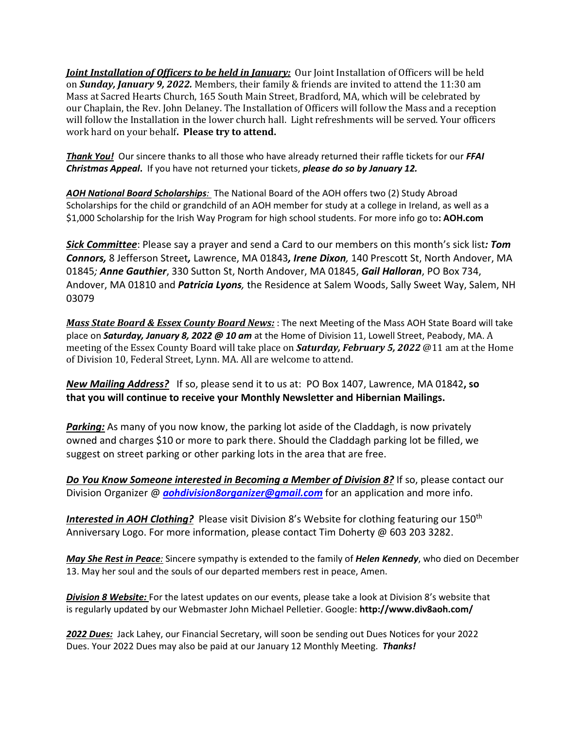***Joint Installation of Officers to be held in January:*** Our Joint Installation of Officers will be held on ***Sunday, January 9, 2022.*** Members, their family & friends are invited to attend the 11:30 am Mass at Sacred Hearts Church, 165 South Main Street, Bradford, MA, which will be celebrated by our Chaplain, the Rev. John Delaney. The Installation of Officers will follow the Mass and a reception will follow the Installation in the lower church hall. Light refreshments will be served. Your officers work hard on your behalf**. Please try to attend.**

***Thank You!*** Our sincere thanks to all those who have already returned their raffle tickets for our ***FFAI Christmas Appeal***. If you have not returned your tickets, ***please do so by January 12.***

***AOH National Board Scholarships**:* The National Board of the AOH offers two (2) Study Abroad Scholarships for the child or grandchild of an AOH member for study at a college in Ireland, as well as a $1,000 Scholarship for the Irish Way Program for high school students. For more info go to**: AOH.com**

***Sick Committee***: Please say a prayer and send a Card to our members on this month's sick list***: Tom Connors,*** 8 Jefferson Street***,*** Lawrence, MA 01843***, Irene Dixon,*** 140 Prescott St, North Andover, MA 01845*;* ***Anne Gauthier***, 330 Sutton St, North Andover, MA 01845, ***Gail Halloran***, PO Box 734, Andover, MA 01810 and ***Patricia Lyons,*** the Residence at Salem Woods, Sally Sweet Way, Salem, NH 03079

***Mass State Board & Essex County Board News:*** : The next Meeting of the Mass AOH State Board will take place on ***Saturday, January 8, 2022 @ 10 am*** at the Home of Division 11, Lowell Street, Peabody, MA. A meeting of the Essex County Board will take place on ***Saturday, February 5, 2022*** @11 am at the Home of Division 10, Federal Street, Lynn. MA. All are welcome to attend.

***New Mailing Address?*** If so, please send it to us at: PO Box 1407, Lawrence, MA 01842**, so that you will continue to receive your Monthly Newsletter and Hibernian Mailings.**

***Parking:*** As many of you now know, the parking lot aside of the Claddagh, is now privately owned and charges $10 or more to park there. Should the Claddagh parking lot be filled, we suggest on street parking or other parking lots in the area that are free.

***Do You Know Someone interested in Becoming a Member of Division 8?*** If so, please contact our Division Organizer @ ***aohdivision8organizer@gmail.com*** for an application and more info.

***Interested in AOH Clothing?*** Please visit Division 8's Website for clothing featuring our 150th Anniversary Logo. For more information, please contact Tim Doherty @ 603 203 3282.

***May She Rest in Peace**:* Sincere sympathy is extended to the family of ***Helen Kennedy***, who died on December 13. May her soul and the souls of our departed members rest in peace, Amen.

***Division 8 Website:*** For the latest updates on our events, please take a look at Division 8's website that is regularly updated by our Webmaster John Michael Pelletier. Google: **http://www.div8aoh.com/**

***2022 Dues:*** Jack Lahey, our Financial Secretary, will soon be sending out Dues Notices for your 2022 Dues. Your 2022 Dues may also be paid at our January 12 Monthly Meeting. ***Thanks!***